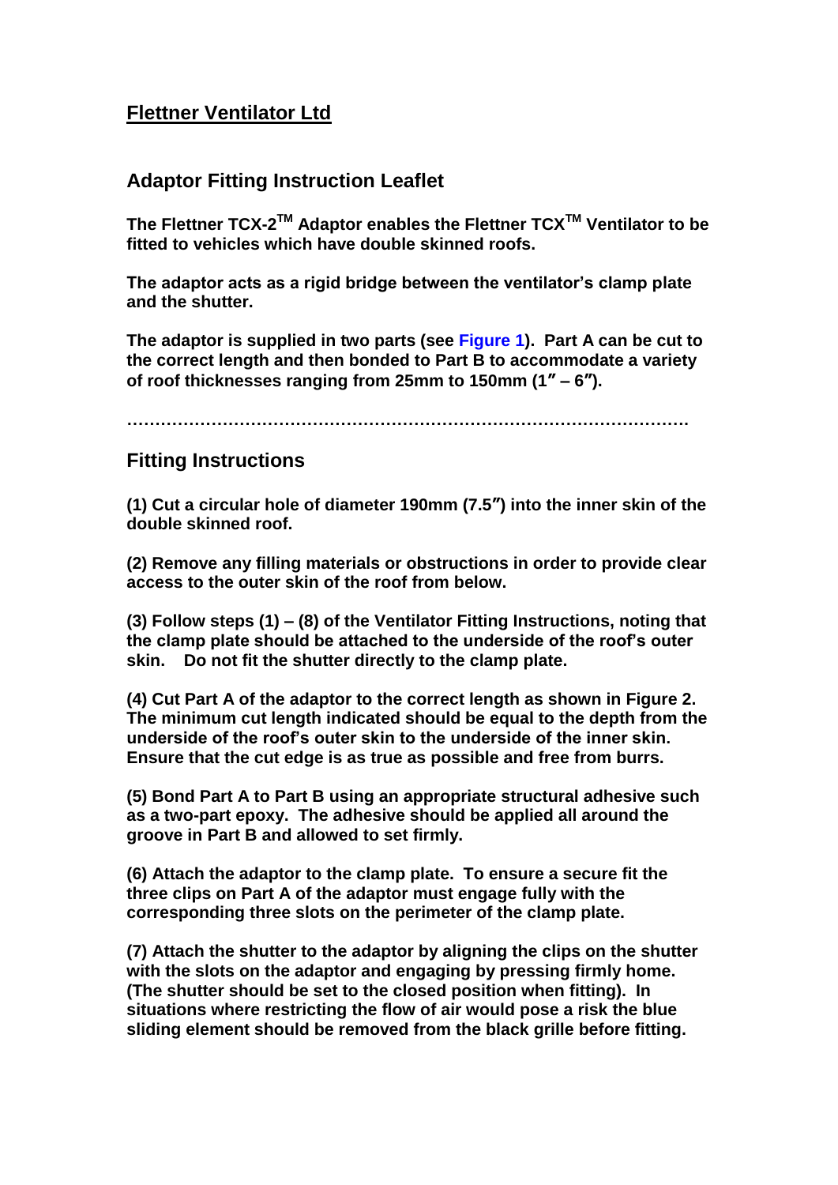# Flettner Ventilator Ltd

## Adaptor Fitting Instruction Leaflet

**The Flettner TCX-2™ Adaptor enables the Flettner TCX™ Ventilator to be fitted to vehicles which have double skinned roofs.**

**The adaptor acts as a rigid bridge between the ventilator's clamp plate and the shutter.**

**The adaptor is supplied in two parts (see Figure 1). Part A can be cut to the correct length and then bonded to Part B to accommodate a variety of roof thicknesses ranging from 25mm to 150mm (1″ – 6″).**

**……………………………………………………………………………………….**

## Fitting Instructions

**(1) Cut a circular hole of diameter 190mm (7.5″) into the inner skin of the double skinned roof.**

**(2) Remove any filling materials or obstructions in order to provide clear access to the outer skin of the roof from below.**

**(3) Follow steps (1) – (8) of the Ventilator Fitting Instructions, noting that the clamp plate should be attached to the underside of the roof's outer skin. Do not fit the shutter directly to the clamp plate.**

**(4) Cut Part A of the adaptor to the correct length as shown in Figure 2. The minimum cut length indicated should be equal to the depth from the underside of the roof's outer skin to the underside of the inner skin. Ensure that the cut edge is as true as possible and free from burrs.**

**(5) Bond Part A to Part B using an appropriate structural adhesive such as a two-part epoxy. The adhesive should be applied all around the groove in Part B and allowed to set firmly.**

**(6) Attach the adaptor to the clamp plate. To ensure a secure fit the three clips on Part A of the adaptor must engage fully with the corresponding three slots on the perimeter of the clamp plate.**

**(7) Attach the shutter to the adaptor by aligning the clips on the shutter with the slots on the adaptor and engaging by pressing firmly home. (The shutter should be set to the closed position when fitting). In situations where restricting the flow of air would pose a risk the blue sliding element should be removed from the black grille before fitting.**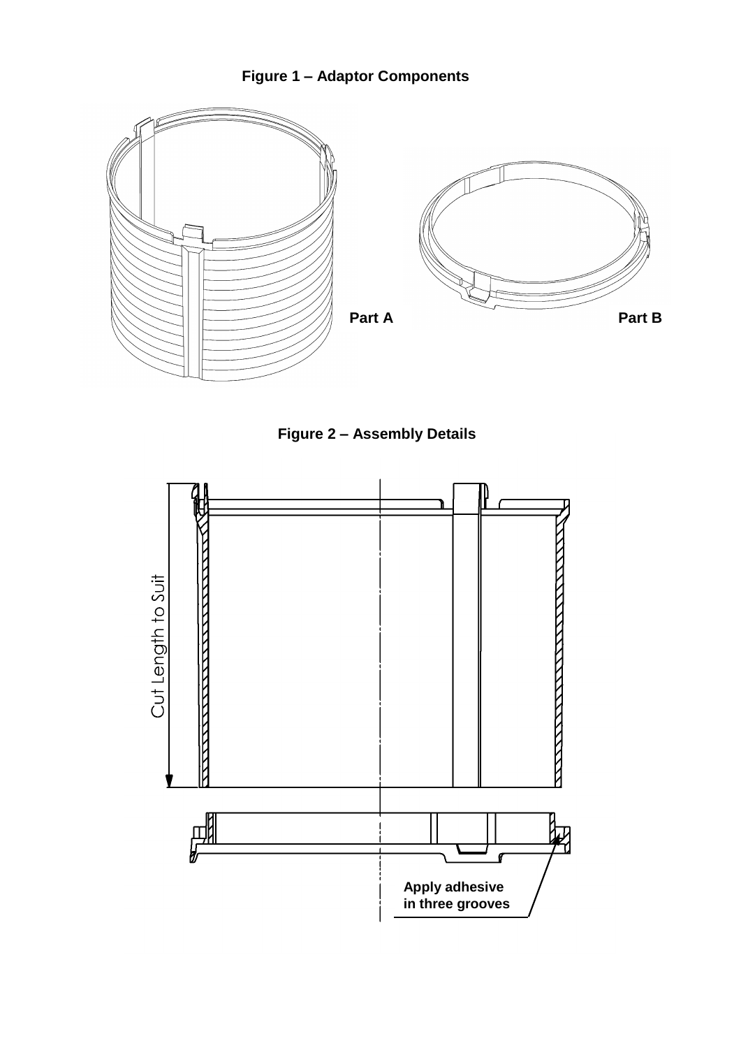**Figure 1 – Adaptor Components**

Part A

Part B

**Figure 2 – Assembly Details**

Cut Length to Suit

Apply adhesive
in three grooves